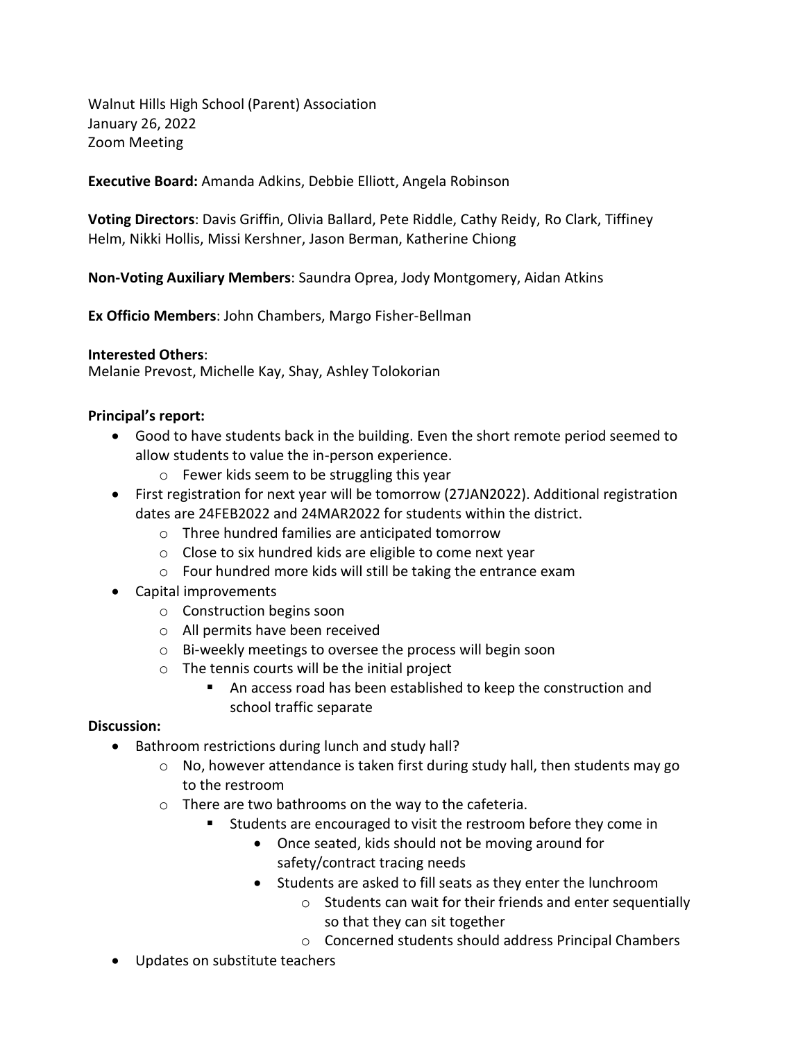Walnut Hills High School (Parent) Association
January 26, 2022
Zoom Meeting

**Executive Board:** Amanda Adkins, Debbie Elliott, Angela Robinson

**Voting Directors**: Davis Griffin, Olivia Ballard, Pete Riddle, Cathy Reidy, Ro Clark, Tiffiney Helm, Nikki Hollis, Missi Kershner, Jason Berman, Katherine Chiong

**Non-Voting Auxiliary Members**: Saundra Oprea, Jody Montgomery, Aidan Atkins

**Ex Officio Members**: John Chambers, Margo Fisher-Bellman

**Interested Others**:
Melanie Prevost, Michelle Kay, Shay, Ashley Tolokorian

**Principal's report:**

- Good to have students back in the building. Even the short remote period seemed to allow students to value the in-person experience.
  - Fewer kids seem to be struggling this year
- First registration for next year will be tomorrow (27JAN2022). Additional registration dates are 24FEB2022 and 24MAR2022 for students within the district.
  - Three hundred families are anticipated tomorrow
  - Close to six hundred kids are eligible to come next year
  - Four hundred more kids will still be taking the entrance exam
- Capital improvements
  - Construction begins soon
  - All permits have been received
  - Bi-weekly meetings to oversee the process will begin soon
  - The tennis courts will be the initial project
    - An access road has been established to keep the construction and school traffic separate

**Discussion:**

- Bathroom restrictions during lunch and study hall?
  - No, however attendance is taken first during study hall, then students may go to the restroom
  - There are two bathrooms on the way to the cafeteria.
    - Students are encouraged to visit the restroom before they come in
      - Once seated, kids should not be moving around for safety/contract tracing needs
      - Students are asked to fill seats as they enter the lunchroom
        - Students can wait for their friends and enter sequentially so that they can sit together
        - Concerned students should address Principal Chambers
- Updates on substitute teachers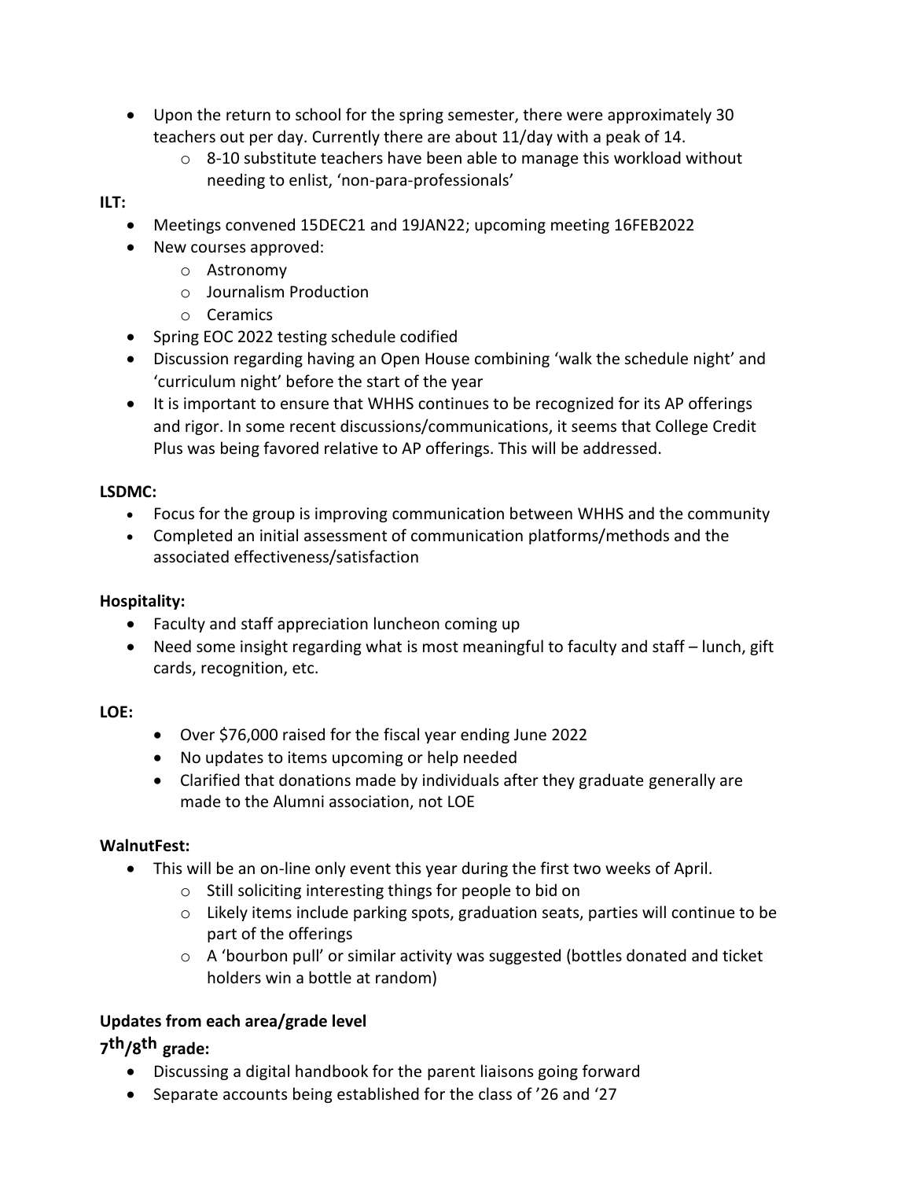- Upon the return to school for the spring semester, there were approximately 30 teachers out per day. Currently there are about 11/day with a peak of 14.
    - 8-10 substitute teachers have been able to manage this workload without needing to enlist, 'non-para-professionals'

**ILT:**

- Meetings convened 15DEC21 and 19JAN22; upcoming meeting 16FEB2022
- New courses approved:
    - Astronomy
    - Journalism Production
    - Ceramics
- Spring EOC 2022 testing schedule codified
- Discussion regarding having an Open House combining 'walk the schedule night' and 'curriculum night' before the start of the year
- It is important to ensure that WHHS continues to be recognized for its AP offerings and rigor. In some recent discussions/communications, it seems that College Credit Plus was being favored relative to AP offerings. This will be addressed.

**LSDMC:**

- Focus for the group is improving communication between WHHS and the community
- Completed an initial assessment of communication platforms/methods and the associated effectiveness/satisfaction

**Hospitality:**

- Faculty and staff appreciation luncheon coming up
- Need some insight regarding what is most meaningful to faculty and staff – lunch, gift cards, recognition, etc.

**LOE:**

- Over $76,000 raised for the fiscal year ending June 2022
- No updates to items upcoming or help needed
- Clarified that donations made by individuals after they graduate generally are made to the Alumni association, not LOE

**WalnutFest:**

- This will be an on-line only event this year during the first two weeks of April.
    - Still soliciting interesting things for people to bid on
    - Likely items include parking spots, graduation seats, parties will continue to be part of the offerings
    - A 'bourbon pull' or similar activity was suggested (bottles donated and ticket holders win a bottle at random)

## Updates from each area/grade level

### 7th/8th grade:

- Discussing a digital handbook for the parent liaisons going forward
- Separate accounts being established for the class of '26 and '27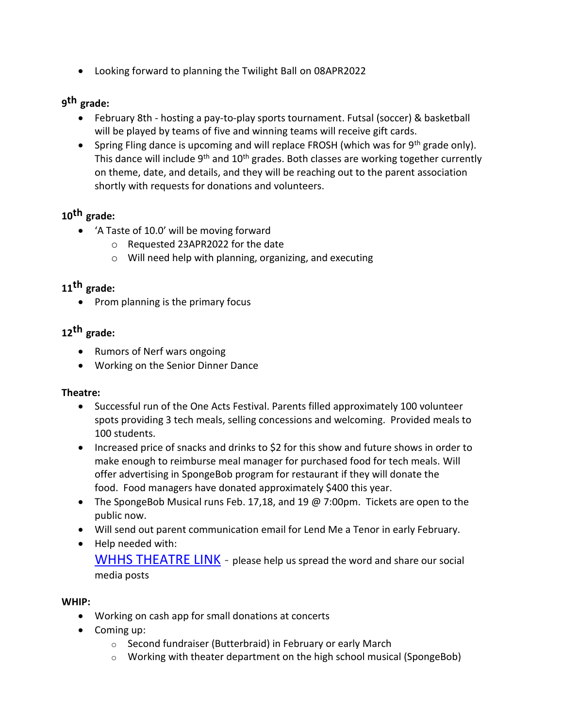- Looking forward to planning the Twilight Ball on 08APR2022

**9th grade:**

- February 8th - hosting a pay-to-play sports tournament. Futsal (soccer) & basketball will be played by teams of five and winning teams will receive gift cards.
- Spring Fling dance is upcoming and will replace FROSH (which was for 9th grade only). This dance will include 9th and 10th grades. Both classes are working together currently on theme, date, and details, and they will be reaching out to the parent association shortly with requests for donations and volunteers.

**10th grade:**

- 'A Taste of 10.0' will be moving forward
  - Requested 23APR2022 for the date
  - Will need help with planning, organizing, and executing

**11th grade:**

- Prom planning is the primary focus

**12th grade:**

- Rumors of Nerf wars ongoing
- Working on the Senior Dinner Dance

**Theatre:**

- Successful run of the One Acts Festival. Parents filled approximately 100 volunteer spots providing 3 tech meals, selling concessions and welcoming. Provided meals to 100 students.
- Increased price of snacks and drinks to $2 for this show and future shows in order to make enough to reimburse meal manager for purchased food for tech meals. Will offer advertising in SpongeBob program for restaurant if they will donate the food. Food managers have donated approximately $400 this year.
- The SpongeBob Musical runs Feb. 17,18, and 19 @ 7:00pm. Tickets are open to the public now.
- Will send out parent communication email for Lend Me a Tenor in early February.
- Help needed with:
  WHHS THEATRE LINK - please help us spread the word and share our social media posts

**WHIP:**

- Working on cash app for small donations at concerts
- Coming up:
  - Second fundraiser (Butterbraid) in February or early March
  - Working with theater department on the high school musical (SpongeBob)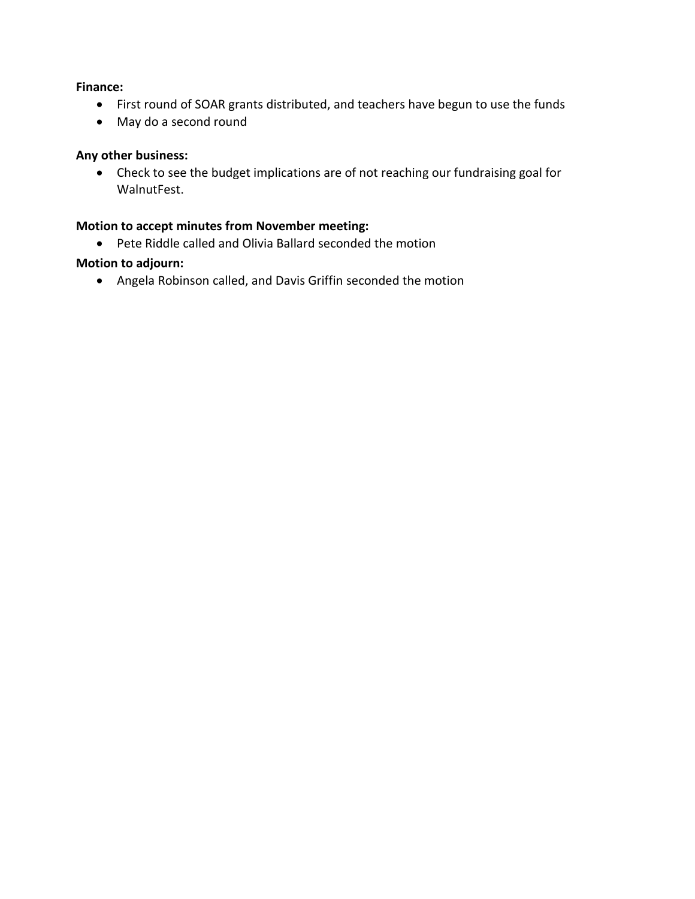**Finance:**

- First round of SOAR grants distributed, and teachers have begun to use the funds
- May do a second round

**Any other business:**

- Check to see the budget implications are of not reaching our fundraising goal for WalnutFest.

**Motion to accept minutes from November meeting:**

- Pete Riddle called and Olivia Ballard seconded the motion

**Motion to adjourn:**

- Angela Robinson called, and Davis Griffin seconded the motion